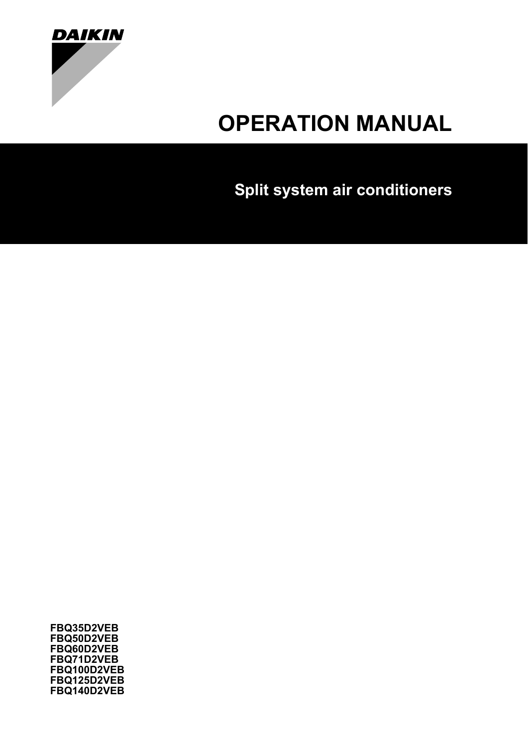DAIKIN

# OPERATION MANUAL

## Split system air conditioners

FBQ35D2VEB
FBQ50D2VEB
FBQ60D2VEB
FBQ71D2VEB
FBQ100D2VEB
FBQ125D2VEB
FBQ140D2VEB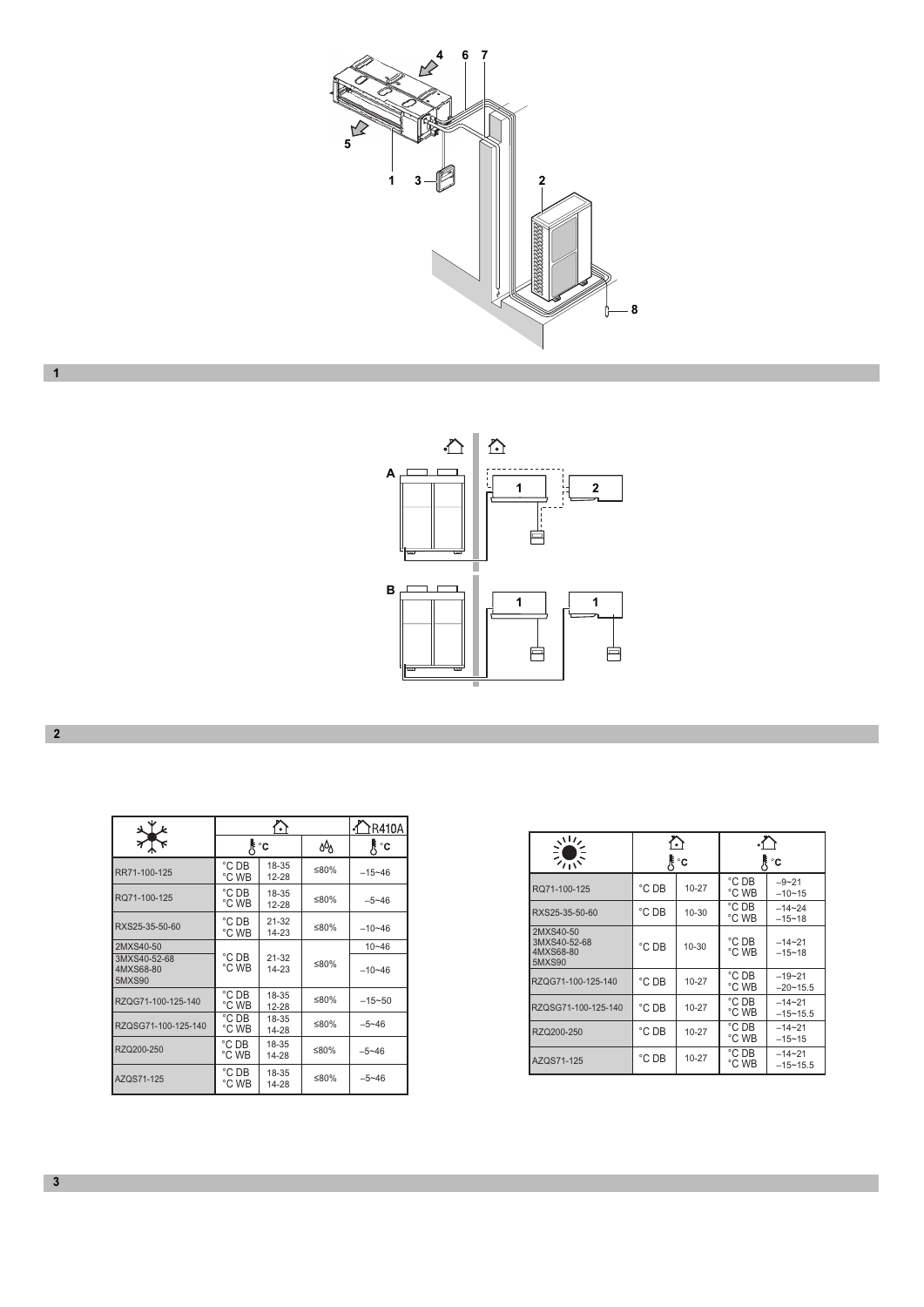1

2

3

| ❄ | 🏠 | | | 🏠 R410A |
|---|---|---|---|---|
| | °C | | 💧 | °C |
| RR71-100-125 | °C DB<br>°C WB | 18-35<br>12-28 | ≤80% | –15~46 |
| RQ71-100-125 | °C DB<br>°C WB | 18-35<br>12-28 | ≤80% | –5~46 |
| RXS25-35-50-60 | °C DB<br>°C WB | 21-32<br>14-23 | ≤80% | –10~46 |
| 2MXS40-50 | °C DB<br>°C WB | 21-32<br>14-23 | ≤80% | 10~46 |
| 3MXS40-52-68<br>4MXS68-80<br>5MXS90 | | | | –10~46 |
| RZQG71-100-125-140 | °C DB<br>°C WB | 18-35<br>12-28 | ≤80% | –15~50 |
| RZQSG71-100-125-140 | °C DB<br>°C WB | 18-35<br>14-28 | ≤80% | –5~46 |
| RZQ200-250 | °C DB<br>°C WB | 18-35<br>14-28 | ≤80% | –5~46 |
| AZQS71-125 | °C DB<br>°C WB | 18-35<br>14-28 | ≤80% | –5~46 |

| ☀ | 🏠 °C | | 🏠 °C | |
|---|---|---|---|---|
| RQ71-100-125 | °C DB | 10-27 | °C DB<br>°C WB | –9~21<br>–10~15 |
| RXS25-35-50-60 | °C DB | 10-30 | °C DB<br>°C WB | –14~24<br>–15~18 |
| 2MXS40-50<br>3MXS40-52-68<br>4MXS68-80<br>5MXS90 | °C DB | 10-30 | °C DB<br>°C WB | –14~21<br>–15~18 |
| RZQG71-100-125-140 | °C DB | 10-27 | °C DB<br>°C WB | –19~21<br>–20~15.5 |
| RZQSG71-100-125-140 | °C DB | 10-27 | °C DB<br>°C WB | –14~21<br>–15~15.5 |
| RZQ200-250 | °C DB | 10-27 | °C DB<br>°C WB | –14~21<br>–15~15 |
| AZQS71-125 | °C DB | 10-27 | °C DB<br>°C WB | –14~21<br>–15~15.5 |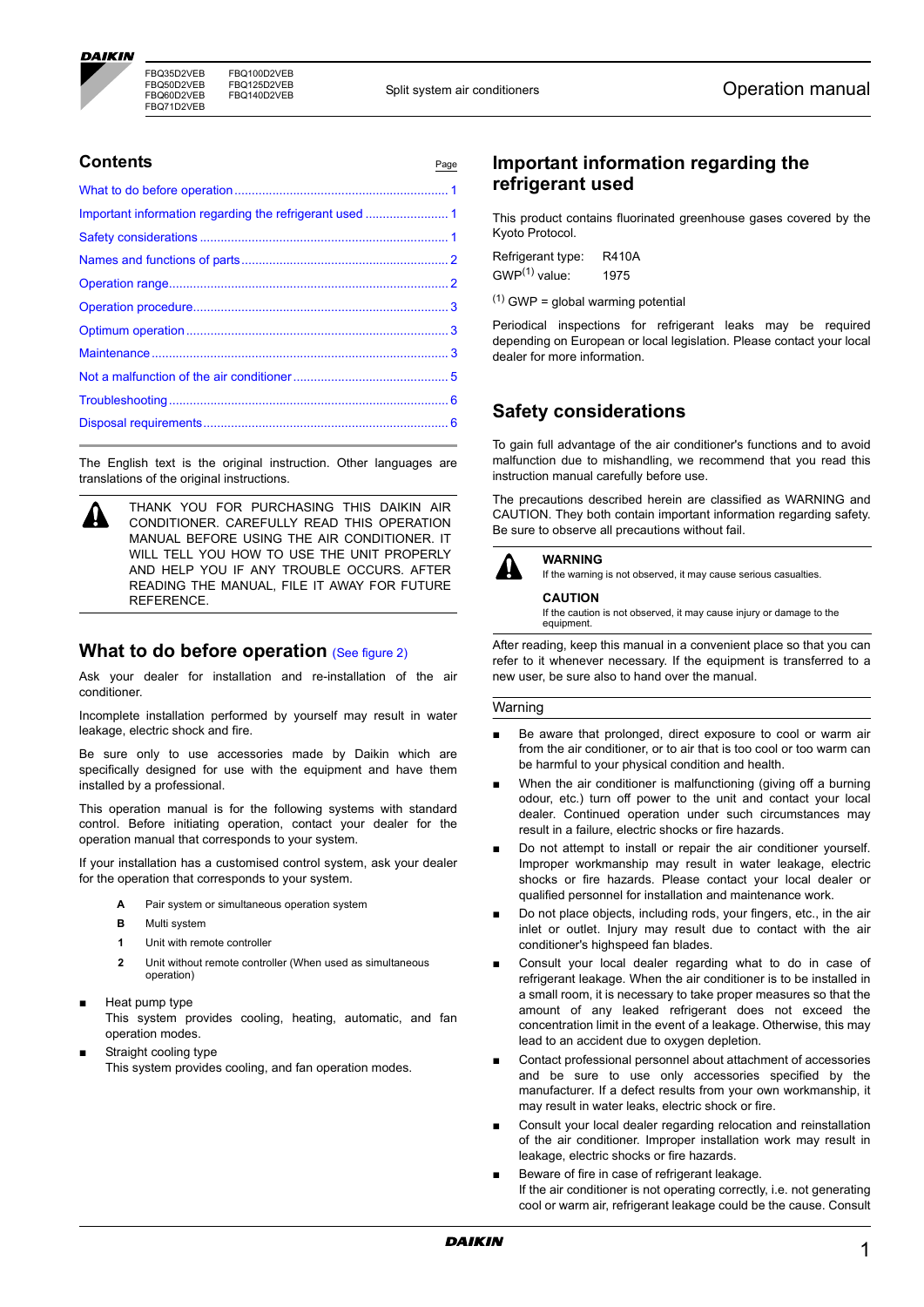## Contents

| | Page |
|---|---|
| What to do before operation | 1 |
| Important information regarding the refrigerant used | 1 |
| Safety considerations | 1 |
| Names and functions of parts | 2 |
| Operation range | 2 |
| Operation procedure | 3 |
| Optimum operation | 3 |
| Maintenance | 3 |
| Not a malfunction of the air conditioner | 5 |
| Troubleshooting | 6 |
| Disposal requirements | 6 |

The English text is the original instruction. Other languages are translations of the original instructions.

THANK YOU FOR PURCHASING THIS DAIKIN AIR CONDITIONER. CAREFULLY READ THIS OPERATION MANUAL BEFORE USING THE AIR CONDITIONER. IT WILL TELL YOU HOW TO USE THE UNIT PROPERLY AND HELP YOU IF ANY TROUBLE OCCURS. AFTER READING THE MANUAL, FILE IT AWAY FOR FUTURE REFERENCE.

## What to do before operation (See figure 2)

Ask your dealer for installation and re-installation of the air conditioner.

Incomplete installation performed by yourself may result in water leakage, electric shock and fire.

Be sure only to use accessories made by Daikin which are specifically designed for use with the equipment and have them installed by a professional.

This operation manual is for the following systems with standard control. Before initiating operation, contact your dealer for the operation manual that corresponds to your system.

If your installation has a customised control system, ask your dealer for the operation that corresponds to your system.

- **A** Pair system or simultaneous operation system
- **B** Multi system
- **1** Unit with remote controller
- **2** Unit without remote controller (When used as simultaneous operation)

- Heat pump type
  This system provides cooling, heating, automatic, and fan operation modes.
- Straight cooling type
  This system provides cooling, and fan operation modes.

## Important information regarding the refrigerant used

This product contains fluorinated greenhouse gases covered by the Kyoto Protocol.

Refrigerant type: R410A
GWP[1] value: 1975

[1] GWP = global warming potential

Periodical inspections for refrigerant leaks may be required depending on European or local legislation. Please contact your local dealer for more information.

## Safety considerations

To gain full advantage of the air conditioner's functions and to avoid malfunction due to mishandling, we recommend that you read this instruction manual carefully before use.

The precautions described herein are classified as WARNING and CAUTION. They both contain important information regarding safety. Be sure to observe all precautions without fail.

**WARNING**
If the warning is not observed, it may cause serious casualties.

**CAUTION**
If the caution is not observed, it may cause injury or damage to the equipment.

After reading, keep this manual in a convenient place so that you can refer to it whenever necessary. If the equipment is transferred to a new user, be sure also to hand over the manual.

### Warning

- Be aware that prolonged, direct exposure to cool or warm air from the air conditioner, or to air that is too cool or too warm can be harmful to your physical condition and health.
- When the air conditioner is malfunctioning (giving off a burning odour, etc.) turn off power to the unit and contact your local dealer. Continued operation under such circumstances may result in a failure, electric shocks or fire hazards.
- Do not attempt to install or repair the air conditioner yourself. Improper workmanship may result in water leakage, electric shocks or fire hazards. Please contact your local dealer or qualified personnel for installation and maintenance work.
- Do not place objects, including rods, your fingers, etc., in the air inlet or outlet. Injury may result due to contact with the air conditioner's highspeed fan blades.
- Consult your local dealer regarding what to do in case of refrigerant leakage. When the air conditioner is to be installed in a small room, it is necessary to take proper measures so that the amount of any leaked refrigerant does not exceed the concentration limit in the event of a leakage. Otherwise, this may lead to an accident due to oxygen depletion.
- Contact professional personnel about attachment of accessories and be sure to use only accessories specified by the manufacturer. If a defect results from your own workmanship, it may result in water leaks, electric shock or fire.
- Consult your local dealer regarding relocation and reinstallation of the air conditioner. Improper installation work may result in leakage, electric shocks or fire hazards.
- Beware of fire in case of refrigerant leakage.
  If the air conditioner is not operating correctly, i.e. not generating cool or warm air, refrigerant leakage could be the cause. Consult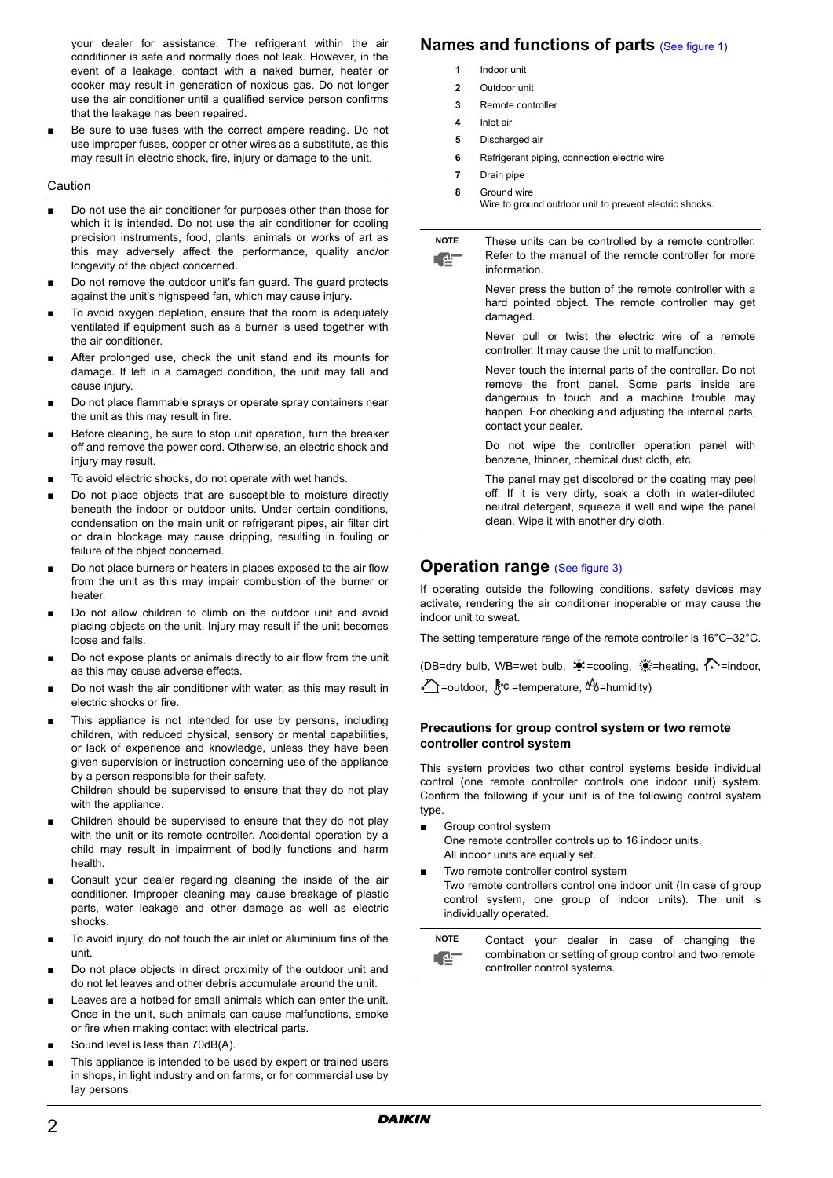your dealer for assistance. The refrigerant within the air conditioner is safe and normally does not leak. However, in the event of a leakage, contact with a naked burner, heater or cooker may result in generation of noxious gas. Do not longer use the air conditioner until a qualified service person confirms that the leakage has been repaired.

- Be sure to use fuses with the correct ampere reading. Do not use improper fuses, copper or other wires as a substitute, as this may result in electric shock, fire, injury or damage to the unit.

### Caution

- Do not use the air conditioner for purposes other than those for which it is intended. Do not use the air conditioner for cooling precision instruments, food, plants, animals or works of art as this may adversely affect the performance, quality and/or longevity of the object concerned.
- Do not remove the outdoor unit's fan guard. The guard protects against the unit's highspeed fan, which may cause injury.
- To avoid oxygen depletion, ensure that the room is adequately ventilated if equipment such as a burner is used together with the air conditioner.
- After prolonged use, check the unit stand and its mounts for damage. If left in a damaged condition, the unit may fall and cause injury.
- Do not place flammable sprays or operate spray containers near the unit as this may result in fire.
- Before cleaning, be sure to stop unit operation, turn the breaker off and remove the power cord. Otherwise, an electric shock and injury may result.
- To avoid electric shocks, do not operate with wet hands.
- Do not place objects that are susceptible to moisture directly beneath the indoor or outdoor units. Under certain conditions, condensation on the main unit or refrigerant pipes, air filter dirt or drain blockage may cause dripping, resulting in fouling or failure of the object concerned.
- Do not place burners or heaters in places exposed to the air flow from the unit as this may impair combustion of the burner or heater.
- Do not allow children to climb on the outdoor unit and avoid placing objects on the unit. Injury may result if the unit becomes loose and falls.
- Do not expose plants or animals directly to air flow from the unit as this may cause adverse effects.
- Do not wash the air conditioner with water, as this may result in electric shock or fire.
- This appliance is not intended for use by persons, including children, with reduced physical, sensory or mental capabilities, or lack of experience and knowledge, unless they have been given supervision or instruction concerning use of the appliance by a person responsible for their safety.
  Children should be supervised to ensure that they do not play with the appliance.
- Children should be supervised to ensure that they do not play with the unit or its remote controller. Accidental operation by a child may result in impairment of bodily functions and harm health.
- Consult your dealer regarding cleaning the inside of the air conditioner. Improper cleaning may cause breakage of plastic parts, water leakage and other damage as well as electric shocks.
- To avoid injury, do not touch the air inlet or aluminium fins of the unit.
- Do not place objects in direct proximity of the outdoor unit and do not let leaves and other debris accumulate around the unit.
- Leaves are a hotbed for small animals which can enter the unit. Once in the unit, such animals can cause malfunctions, smoke or fire when making contact with electrical parts.
- Sound level is less than 70dB(A).
- This appliance is intended to be used by expert or trained users in shops, in light industry and on farms, or for commercial use by lay persons.

## Names and functions of parts (See figure 1)

1. Indoor unit
2. Outdoor unit
3. Remote controller
4. Inlet air
5. Discharged air
6. Refrigerant piping, connection electric wire
7. Drain pipe
8. Ground wire
   Wire to ground outdoor unit to prevent electric shocks.

**NOTE**

These units can be controlled by a remote controller. Refer to the manual of the remote controller for more information.

Never press the button of the remote controller with a hard pointed object. The remote controller may get damaged.

Never pull or twist the electric wire of a remote controller. It may cause the unit to malfunction.

Never touch the internal parts of the controller. Do not remove the front panel. Some parts inside are dangerous to touch and a machine trouble may happen. For checking and adjusting the internal parts, contact your dealer.

Do not wipe the controller operation panel with benzene, thinner, chemical dust cloth, etc.

The panel may get discolored or the coating may peel off. If it is very dirty, soak a cloth in water-diluted neutral detergent, squeeze it well and wipe the panel clean. Wipe it with another dry cloth.

## Operation range (See figure 3)

If operating outside the following conditions, safety devices may activate, rendering the air conditioner inoperable or may cause the indoor unit to sweat.

The setting temperature range of the remote controller is 16°C–32°C.

(DB=dry bulb, WB=wet bulb, ❄=cooling, ☀=heating, ⌂=indoor, ⌂=outdoor, 🌡°C =temperature, 💧=humidity)

### Precautions for group control system or two remote controller control system

This system provides two other control systems beside individual control (one remote controller controls one indoor unit) system. Confirm the following if your unit is of the following control system type.

- Group control system
  One remote controller controls up to 16 indoor units.
  All indoor units are equally set.
- Two remote controller control system
  Two remote controllers control one indoor unit (In case of group control system, one group of indoor units). The unit is individually operated.

**NOTE**

Contact your dealer in case of changing the combination or setting of group control and two remote controller control systems.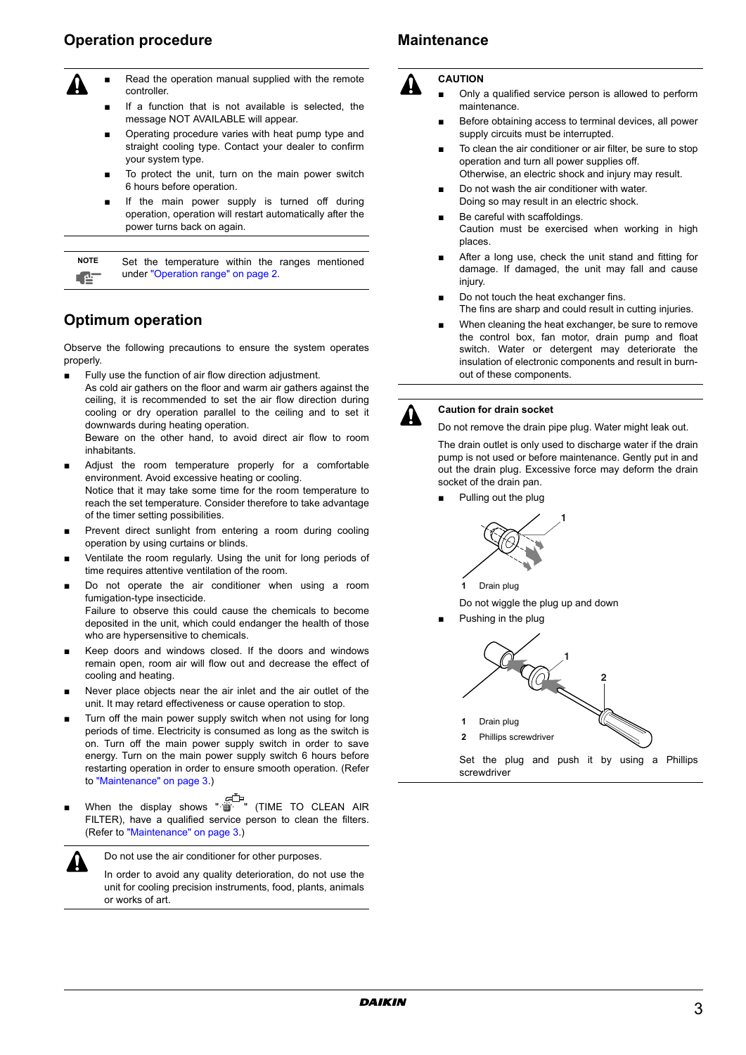## Operation procedure

- Read the operation manual supplied with the remote controller.
- If a function that is not available is selected, the message NOT AVAILABLE will appear.
- Operating procedure varies with heat pump type and straight cooling type. Contact your dealer to confirm your system type.
- To protect the unit, turn on the main power switch 6 hours before operation.
- If the main power supply is turned off during operation, operation will restart automatically after the power turns back on again.

**NOTE** Set the temperature within the ranges mentioned under "Operation range" on page 2.

## Optimum operation

Observe the following precautions to ensure the system operates properly.

- Fully use the function of air flow direction adjustment.
  As cold air gathers on the floor and warm air gathers against the ceiling, it is recommended to set the air flow direction during cooling or dry operation parallel to the ceiling and to set it downwards during heating operation.
  Beware on the other hand, to avoid direct air flow to room inhabitants.
- Adjust the room temperature properly for a comfortable environment. Avoid excessive heating or cooling.
  Notice that it may take some time for the room temperature to reach the set temperature. Consider therefore to take advantage of the timer setting possibilities.
- Prevent direct sunlight from entering a room during cooling operation by using curtains or blinds.
- Ventilate the room regularly. Using the unit for long periods of time requires attentive ventilation of the room.
- Do not operate the air conditioner when using a room fumigation-type insecticide.
  Failure to observe this could cause the chemicals to become deposited in the unit, which could endanger the health of those who are hypersensitive to chemicals.
- Keep doors and windows closed. If the doors and windows remain open, room air will flow out and decrease the effect of cooling and heating.
- Never place objects near the air inlet and the air outlet of the unit. It may retard effectiveness or cause operation to stop.
- Turn off the main power supply switch when not using for long periods of time. Electricity is consumed as long as the switch is on. Turn off the main power supply switch in order to save energy. Turn on the main power supply switch 6 hours before restarting operation in order to ensure smooth operation. (Refer to "Maintenance" on page 3.)
- When the display shows " " (TIME TO CLEAN AIR FILTER), have a qualified service person to clean the filters. (Refer to "Maintenance" on page 3.)

Do not use the air conditioner for other purposes.

In order to avoid any quality deterioration, do not use the unit for cooling precision instruments, food, plants, animals or works of art.

## Maintenance

**CAUTION**

- Only a qualified service person is allowed to perform maintenance.
- Before obtaining access to terminal devices, all power supply circuits must be interrupted.
- To clean the air conditioner or air filter, be sure to stop operation and turn all power supplies off.
  Otherwise, an electric shock and injury may result.
- Do not wash the air conditioner with water.
  Doing so may result in an electric shock.
- Be careful with scaffoldings.
  Caution must be exercised when working in high places.
- After a long use, check the unit stand and fitting for damage. If damaged, the unit may fall and cause injury.
- Do not touch the heat exchanger fins.
  The fins are sharp and could result in cutting injuries.
- When cleaning the heat exchanger, be sure to remove the control box, fan motor, drain pump and float switch. Water or detergent may deteriorate the insulation of electronic components and result in burn-out of these components.

**Caution for drain socket**

Do not remove the drain pipe plug. Water might leak out.

The drain outlet is only used to discharge water if the drain pump is not used or before maintenance. Gently put in and out the drain plug. Excessive force may deform the drain socket of the drain pan.

- Pulling out the plug

**1** Drain plug

Do not wiggle the plug up and down

- Pushing in the plug

**1** Drain plug
**2** Phillips screwdriver

Set the plug and push it by using a Phillips screwdriver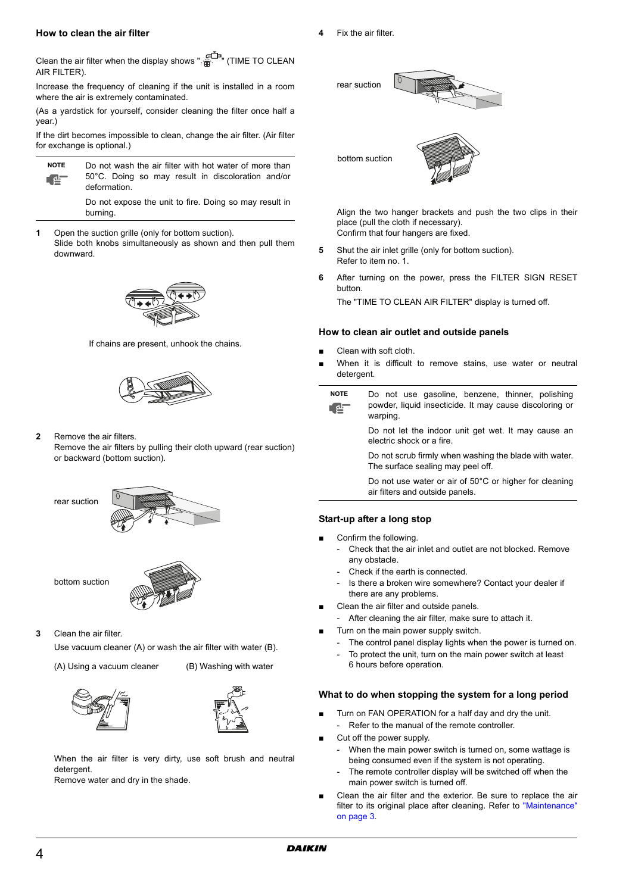### How to clean the air filter

Clean the air filter when the display shows "" (TIME TO CLEAN AIR FILTER).

Increase the frequency of cleaning if the unit is installed in a room where the air is extremely contaminated.

(As a yardstick for yourself, consider cleaning the filter once half a year.)

If the dirt becomes impossible to clean, change the air filter. (Air filter for exchange is optional.)

**NOTE** Do not wash the air filter with hot water of more than 50°C. Doing so may result in discoloration and/or deformation.

Do not expose the unit to fire. Doing so may result in burning.

1. Open the suction grille (only for bottom suction).
   Slide both knobs simultaneously as shown and then pull them downward.

   If chains are present, unhook the chains.

2. Remove the air filters.
   Remove the air filters by pulling their cloth upward (rear suction) or backward (bottom suction).

   rear suction

   bottom suction

3. Clean the air filter.

   Use vacuum cleaner (A) or wash the air filter with water (B).

   (A) Using a vacuum cleaner (B) Washing with water

   When the air filter is very dirty, use soft brush and neutral detergent.
   Remove water and dry in the shade.

4. Fix the air filter.

   rear suction

   bottom suction

   Align the two hanger brackets and push the two clips in their place (pull the cloth if necessary).
   Confirm that four hangers are fixed.

5. Shut the air inlet grille (only for bottom suction).
   Refer to item no. 1.

6. After turning on the power, press the FILTER SIGN RESET button.

   The "TIME TO CLEAN AIR FILTER" display is turned off.

### How to clean air outlet and outside panels

- Clean with soft cloth.
- When it is difficult to remove stains, use water or neutral detergent.

**NOTE** Do not use gasoline, benzene, thinner, polishing powder, liquid insecticide. It may cause discoloring or warping.

Do not let the indoor unit get wet. It may cause an electric shock or a fire.

Do not scrub firmly when washing the blade with water. The surface sealing may peel off.

Do not use water or air of 50°C or higher for cleaning air filters and outside panels.

### Start-up after a long stop

- Confirm the following.
  - Check that the air inlet and outlet are not blocked. Remove any obstacle.
  - Check if the earth is connected.
  - Is there a broken wire somewhere? Contact your dealer if there are any problems.
- Clean the air filter and outside panels.
  - After cleaning the air filter, make sure to attach it.
- Turn on the main power supply switch.
  - The control panel display lights when the power is turned on.
  - To protect the unit, turn on the main power switch at least 6 hours before operation.

### What to do when stopping the system for a long period

- Turn on FAN OPERATION for a half day and dry the unit.
  - Refer to the manual of the remote controller.
- Cut off the power supply.
  - When the main power switch is turned on, some wattage is being consumed even if the system is not operating.
  - The remote controller display will be switched off when the main power switch is turned off.
- Clean the air filter and the exterior. Be sure to replace the air filter to its original place after cleaning. Refer to "Maintenance" on page 3.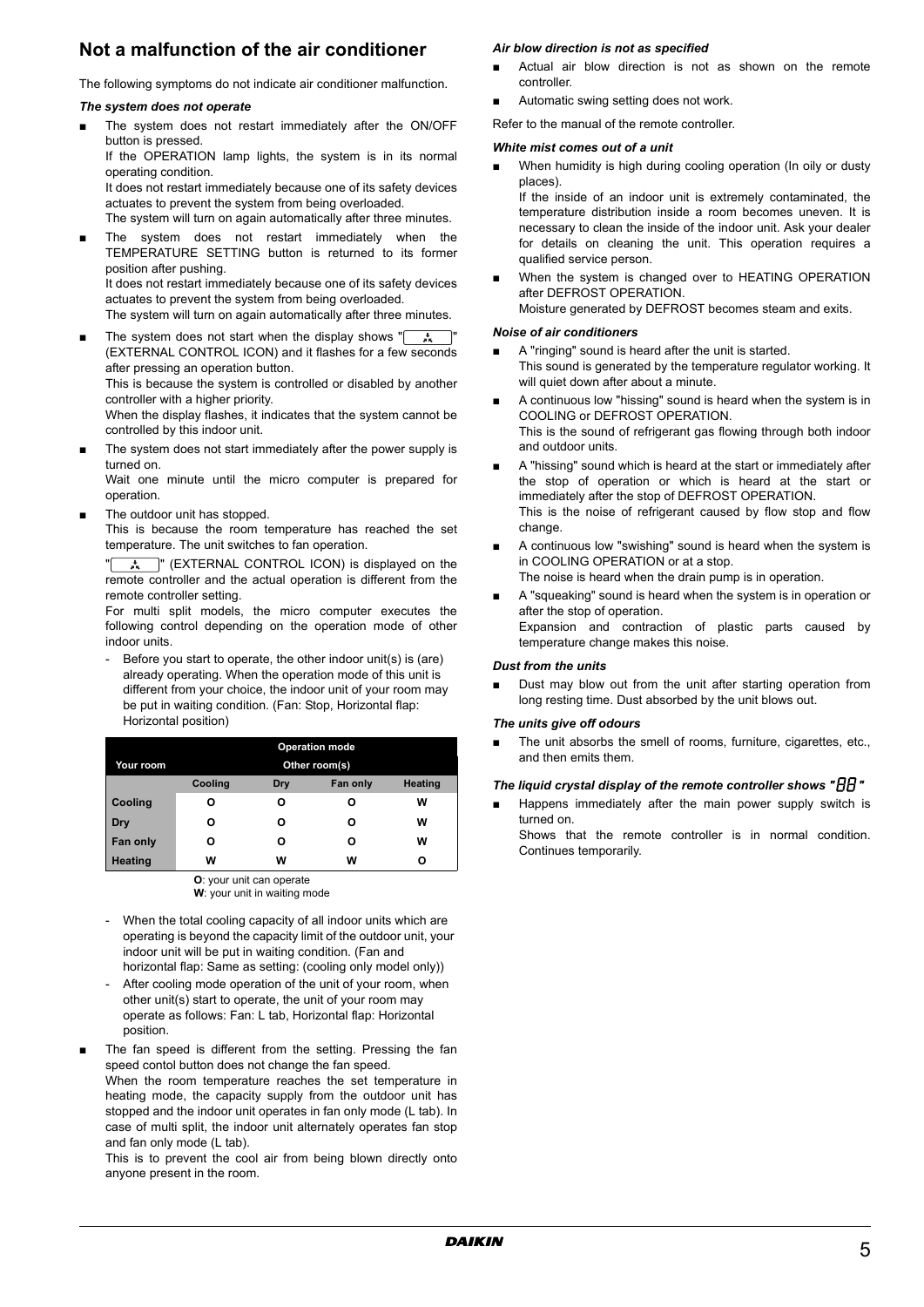## Not a malfunction of the air conditioner

The following symptoms do not indicate air conditioner malfunction.

### *The system does not operate*

- The system does not restart immediately after the ON/OFF button is pressed.
  If the OPERATION lamp lights, the system is in its normal operating condition.
  It does not restart immediately because one of its safety devices actuates to prevent the system from being overloaded.
  The system will turn on again automatically after three minutes.
- The system does not restart immediately when the TEMPERATURE SETTING button is returned to its former position after pushing.
  It does not restart immediately because one of its safety devices actuates to prevent the system from being overloaded.
  The system will turn on again automatically after three minutes.
- The system does not start when the display shows "[ ]" (EXTERNAL CONTROL ICON) and it flashes for a few seconds after pressing an operation button.
  This is because the system is controlled or disabled by another controller with a higher priority.
  When the display flashes, it indicates that the system cannot be controlled by this indoor unit.
- The system does not start immediately after the power supply is turned on.
  Wait one minute until the micro computer is prepared for operation.
- The outdoor unit has stopped.
  This is because the room temperature has reached the set temperature. The unit switches to fan operation.
  "[ ]" (EXTERNAL CONTROL ICON) is displayed on the remote controller and the actual operation is different from the remote controller setting.
  For multi split models, the micro computer executes the following control depending on the operation mode of other indoor units.
  - Before you start to operate, the other indoor unit(s) is (are) already operating. When the operation mode of this unit is different from your choice, the indoor unit of your room may be put in waiting condition. (Fan: Stop, Horizontal flap: Horizontal position)

| Your room | Operation mode Other room(s) | | | |
|---|---|---|---|---|
| | Cooling | Dry | Fan only | Heating |
| Cooling | O | O | O | W |
| Dry | O | O | O | W |
| Fan only | O | O | O | W |
| Heating | W | W | W | O |

**O**: your unit can operate
**W**: your unit in waiting mode

  - When the total cooling capacity of all indoor units which are operating is beyond the capacity limit of the outdoor unit, your indoor unit will be put in waiting condition. (Fan and horizontal flap: Same as setting: (cooling only model only))
  - After cooling mode operation of the unit of your room, when other unit(s) start to operate, the unit of your room may operate as follows: Fan: L tab, Horizontal flap: Horizontal position.
- The fan speed is different from the setting. Pressing the fan speed contol button does not change the fan speed.
  When the room temperature reaches the set temperature in heating mode, the capacity supply from the outdoor unit has stopped and the indoor unit operates in fan only mode (L tab). In case of multi split, the indoor unit alternately operates fan stop and fan only mode (L tab).
  This is to prevent the cool air from being blown directly onto anyone present in the room.

### *Air blow direction is not as specified*

- Actual air blow direction is not as shown on the remote controller.
- Automatic swing setting does not work.

Refer to the manual of the remote controller.

### *White mist comes out of a unit*

- When humidity is high during cooling operation (In oily or dusty places).
  If the inside of an indoor unit is extremely contaminated, the temperature distribution inside a room becomes uneven. It is necessary to clean the inside of the indoor unit. Ask your dealer for details on cleaning the unit. This operation requires a qualified service person.
- When the system is changed over to HEATING OPERATION after DEFROST OPERATION.
  Moisture generated by DEFROST becomes steam and exits.

### *Noise of air conditioners*

- A "ringing" sound is heard after the unit is started.
  This sound is generated by the temperature regulator working. It will quiet down after about a minute.
- A continuous low "hissing" sound is heard when the system is in COOLING or DEFROST OPERATION.
  This is the sound of refrigerant gas flowing through both indoor and outdoor units.
- A "hissing" sound which is heard at the start or immediately after the stop of operation or which is heard at the start or immediately after the stop of DEFROST OPERATION.
  This is the noise of refrigerant caused by flow stop and flow change.
- A continuous low "swishing" sound is heard when the system is in COOLING OPERATION or at a stop.
  The noise is heard when the drain pump is in operation.
- A "squeaking" sound is heard when the system is in operation or after the stop of operation.
  Expansion and contraction of plastic parts caused by temperature change makes this noise.

### *Dust from the units*

- Dust may blow out from the unit after starting operation from long resting time. Dust absorbed by the unit blows out.

### *The units give off odours*

- The unit absorbs the smell of rooms, furniture, cigarettes, etc., and then emits them.

### *The liquid crystal display of the remote controller shows "88"*

- Happens immediately after the main power supply switch is turned on.
  Shows that the remote controller is in normal condition. Continues temporarily.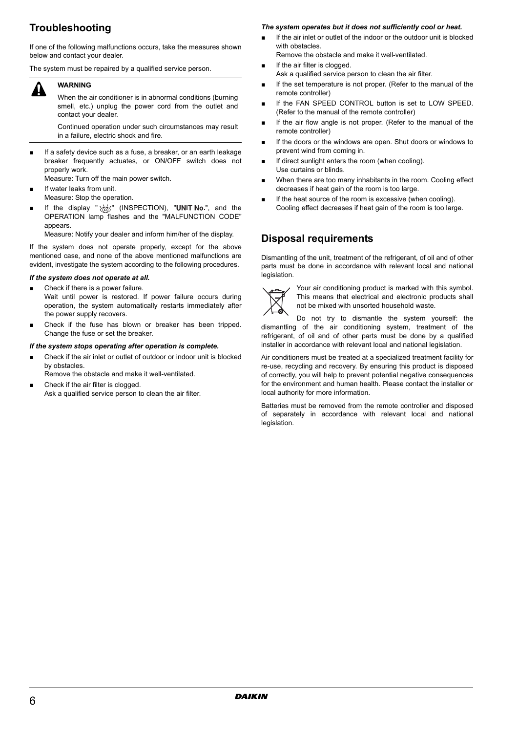## Troubleshooting

If one of the following malfunctions occurs, take the measures shown below and contact your dealer.

The system must be repaired by a qualified service person.

> **WARNING**
>
> When the air conditioner is in abnormal conditions (burning smell, etc.) unplug the power cord from the outlet and contact your dealer.
>
> Continued operation under such circumstances may result in a failure, electric shock and fire.

- If a safety device such as a fuse, a breaker, or an earth leakage breaker frequently actuates, or ON/OFF switch does not properly work.
  Measure: Turn off the main power switch.
- If water leaks from unit.
  Measure: Stop the operation.
- If the display "⚙" (INSPECTION), "**UNIT No.**", and the OPERATION lamp flashes and the "MALFUNCTION CODE" appears.
  Measure: Notify your dealer and inform him/her of the display.

If the system does not operate properly, except for the above mentioned case, and none of the above mentioned malfunctions are evident, investigate the system according to the following procedures.

***If the system does not operate at all.***

- Check if there is a power failure.
  Wait until power is restored. If power failure occurs during operation, the system automatically restarts immediately after the power supply recovers.
- Check if the fuse has blown or breaker has been tripped. Change the fuse or set the breaker.

***If the system stops operating after operation is complete.***

- Check if the air inlet or outlet of outdoor or indoor unit is blocked by obstacles.
  Remove the obstacle and make it well-ventilated.
- Check if the air filter is clogged.
  Ask a qualified service person to clean the air filter.

***The system operates but it does not sufficiently cool or heat.***

- If the air inlet or outlet of the indoor or the outdoor unit is blocked with obstacles.
  Remove the obstacle and make it well-ventilated.
- If the air filter is clogged.
  Ask a qualified service person to clean the air filter.
- If the set temperature is not proper. (Refer to the manual of the remote controller)
- If the FAN SPEED CONTROL button is set to LOW SPEED. (Refer to the manual of the remote controller)
- If the air flow angle is not proper. (Refer to the manual of the remote controller)
- If the doors or the windows are open. Shut doors or windows to prevent wind from coming in.
- If direct sunlight enters the room (when cooling).
  Use curtains or blinds.
- When there are too many inhabitants in the room. Cooling effect decreases if heat gain of the room is too large.
- If the heat source of the room is excessive (when cooling).
  Cooling effect decreases if heat gain of the room is too large.

## Disposal requirements

Dismantling of the unit, treatment of the refrigerant, of oil and of other parts must be done in accordance with relevant local and national legislation.

Your air conditioning product is marked with this symbol. This means that electrical and electronic products shall not be mixed with unsorted household waste.

Do not try to dismantle the system yourself: the dismantling of the air conditioning system, treatment of the refrigerant, of oil and of other parts must be done by a qualified installer in accordance with relevant local and national legislation.

Air conditioners must be treated at a specialized treatment facility for re-use, recycling and recovery. By ensuring this product is disposed of correctly, you will help to prevent potential negative consequences for the environment and human health. Please contact the installer or local authority for more information.

Batteries must be removed from the remote controller and disposed of separately in accordance with relevant local and national legislation.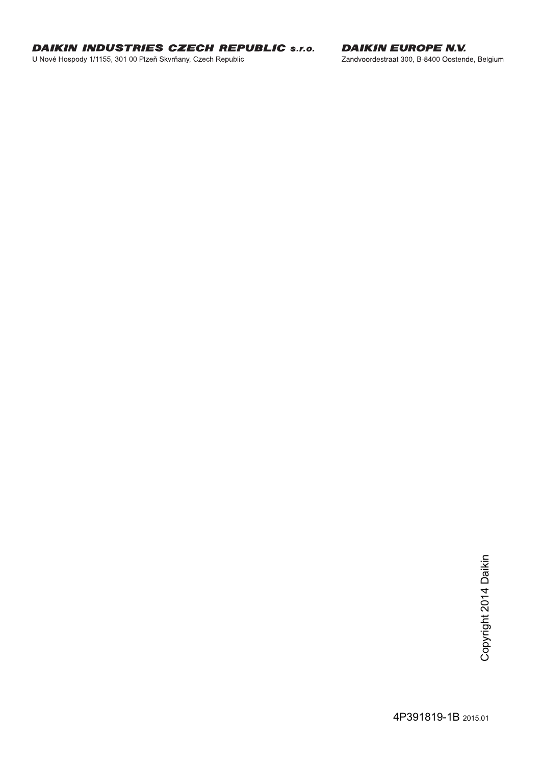**DAIKIN INDUSTRIES CZECH REPUBLIC s.r.o.**
U Nové Hospody 1/1155, 301 00 Plzeň Skvrňany, Czech Republic

**DAIKIN EUROPE N.V.**
Zandvoordestraat 300, B-8400 Oostende, Belgium

Copyright 2014 Daikin

4P391819-1B 2015.01